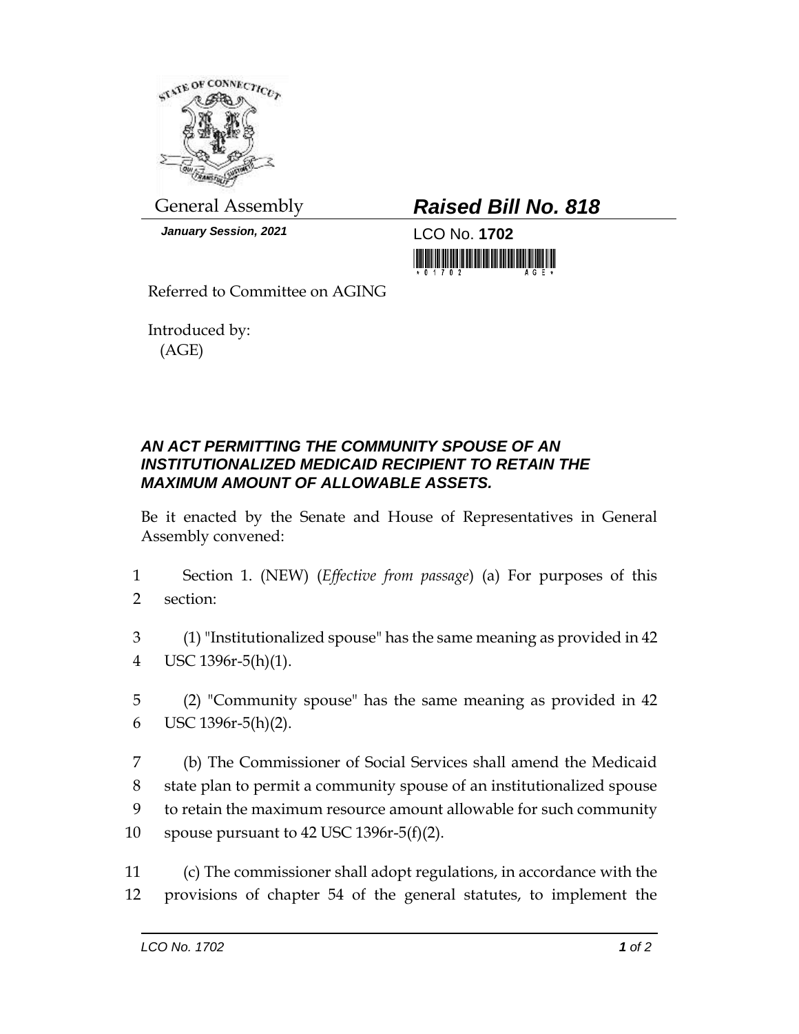General Assembly

***Raised Bill No. 818***

***January Session, 2021***

LCO No. **1702**

Referred to Committee on AGING

Introduced by:
(AGE)

### *AN ACT PERMITTING THE COMMUNITY SPOUSE OF AN INSTITUTIONALIZED MEDICAID RECIPIENT TO RETAIN THE MAXIMUM AMOUNT OF ALLOWABLE ASSETS.*

Be it enacted by the Senate and House of Representatives in General Assembly convened:

1 Section 1. (NEW) (*Effective from passage*) (a) For purposes of this
2 section:

3 (1) "Institutionalized spouse" has the same meaning as provided in 42
4 USC 1396r-5(h)(1).

5 (2) "Community spouse" has the same meaning as provided in 42
6 USC 1396r-5(h)(2).

7 (b) The Commissioner of Social Services shall amend the Medicaid
8 state plan to permit a community spouse of an institutionalized spouse
9 to retain the maximum resource amount allowable for such community
10 spouse pursuant to 42 USC 1396r-5(f)(2).

11 (c) The commissioner shall adopt regulations, in accordance with the
12 provisions of chapter 54 of the general statutes, to implement the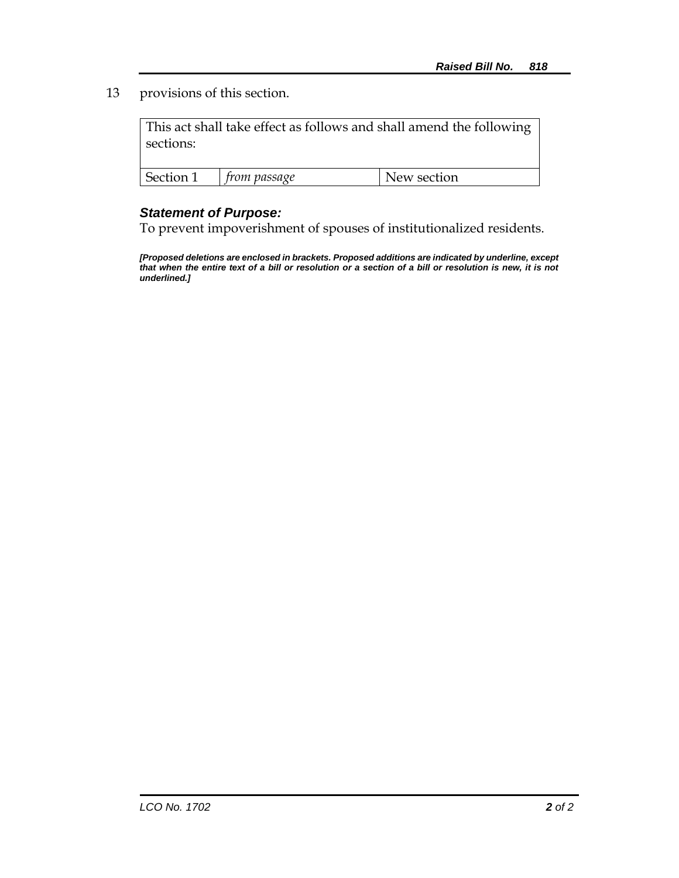13 provisions of this section.

| This act shall take effect as follows and shall amend the following sections: | | |
|---|---|---|
| Section 1 | *from passage* | New section |

### *Statement of Purpose:*

To prevent impoverishment of spouses of institutionalized residents.

***[Proposed deletions are enclosed in brackets. Proposed additions are indicated by underline, except that when the entire text of a bill or resolution or a section of a bill or resolution is new, it is not underlined.]***